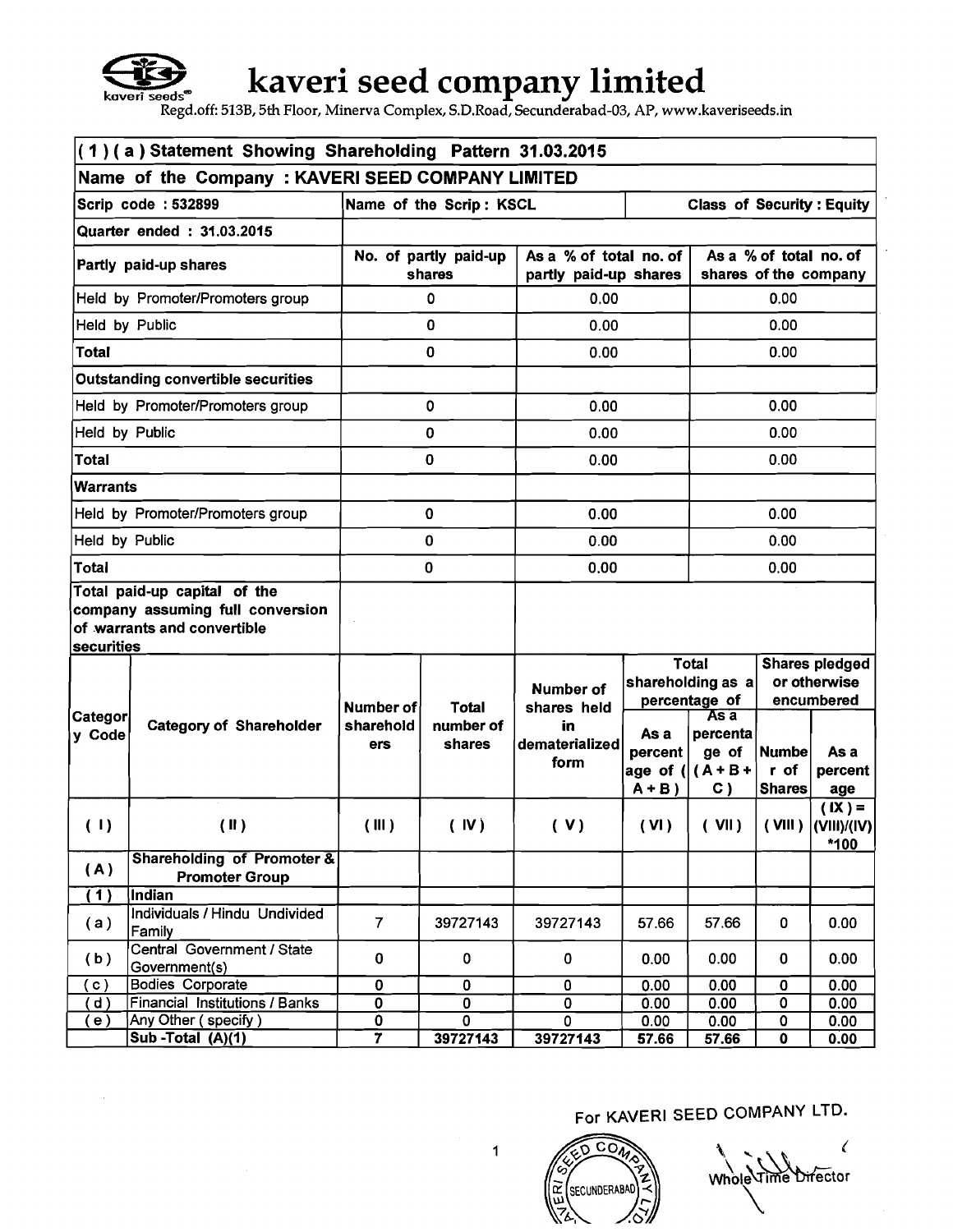# kaveri seed company limited

Regd.off: 513B, 5th Floor, Minerva Complex, S.D.Road, Secunderabad-03, AP, www.kaveriseeds.in

## (1) (a) Statement Showing Shareholding Pattern 31.03.2015

**Name of the Company : KAVERI SEED COMPANY LIMITED**

| Scrip code : 532899 | Name of the Scrip : KSCL | | Class of Security : Equity |
|---|---|---|---|
| Quarter ended : 31.03.2015 | | | |
| **Partly paid-up shares** | **No. of partly paid-up shares** | **As a % of total no. of partly paid-up shares** | **As a % of total no. of shares of the company** |
| Held by Promoter/Promoters group | 0 | 0.00 | 0.00 |
| Held by Public | 0 | 0.00 | 0.00 |
| **Total** | 0 | 0.00 | 0.00 |
| **Outstanding convertible securities** | | | |
| Held by Promoter/Promoters group | 0 | 0.00 | 0.00 |
| Held by Public | 0 | 0.00 | 0.00 |
| **Total** | 0 | 0.00 | 0.00 |
| **Warrants** | | | |
| Held by Promoter/Promoters group | 0 | 0.00 | 0.00 |
| Held by Public | 0 | 0.00 | 0.00 |
| **Total** | 0 | 0.00 | 0.00 |
| **Total paid-up capital of the company assuming full conversion of warrants and convertible securities** | | | |

| Category Code | Category of Shareholder | Number of shareholders | Total number of shares | Number of shares held in dematerialized form | Total shareholding as a percentage of | | Shares pledged or otherwise encumbered | |
|---|---|---|---|---|---|---|---|---|
| | | | | | As a percentage of (A+B) | As a percentage of (A+B+C) | Number of Shares | As a percentage |
| (I) | (II) | (III) | (IV) | (V) | (VI) | (VII) | (VIII) | (IX) = (VIII)/(IV)*100 |
| (A) | **Shareholding of Promoter & Promoter Group** | | | | | | | |
| (1) | **Indian** | | | | | | | |
| (a) | Individuals / Hindu Undivided Family | 7 | 39727143 | 39727143 | 57.66 | 57.66 | 0 | 0.00 |
| (b) | Central Government / State Government(s) | 0 | 0 | 0 | 0.00 | 0.00 | 0 | 0.00 |
| (c) | Bodies Corporate | 0 | 0 | 0 | 0.00 | 0.00 | 0 | 0.00 |
| (d) | Financial Institutions / Banks | 0 | 0 | 0 | 0.00 | 0.00 | 0 | 0.00 |
| (e) | Any Other ( specify ) | 0 | 0 | 0 | 0.00 | 0.00 | 0 | 0.00 |
| | **Sub -Total (A)(1)** | **7** | **39727143** | **39727143** | **57.66** | **57.66** | **0** | **0.00** |

For KAVERI SEED COMPANY LTD.

Whole Time Director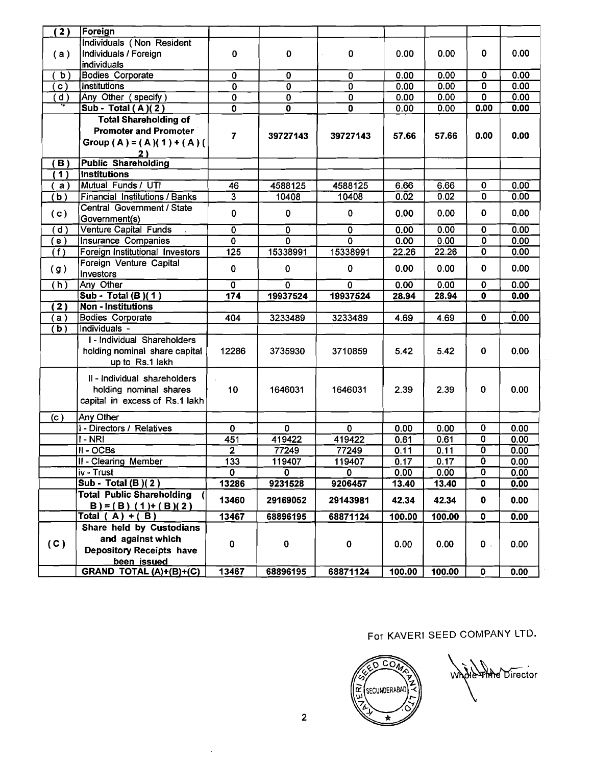| (2) | Foreign | | | | | | | |
|---|---|---|---|---|---|---|---|---|
| (a) | Individuals (Non Resident Individuals / Foreign individuals | 0 | 0 | 0 | 0.00 | 0.00 | 0 | 0.00 |
| (b) | Bodies Corporate | 0 | 0 | 0 | 0.00 | 0.00 | 0 | 0.00 |
| (c) | Institutions | 0 | 0 | 0 | 0.00 | 0.00 | 0 | 0.00 |
| (d) | Any Other (specify) | 0 | 0 | 0 | 0.00 | 0.00 | 0 | 0.00 |
| | **Sub - Total (A)(2)** | **0** | **0** | **0** | 0.00 | 0.00 | **0.00** | **0.00** |
| | **Total Shareholding of Promoter and Promoter Group (A) = (A)(1) + (A)(2)** | **7** | **39727143** | **39727143** | **57.66** | **57.66** | **0.00** | **0.00** |
| (B) | **Public Shareholding** | | | | | | | |
| (1) | **Institutions** | | | | | | | |
| (a) | Mutual Funds / UTI | 46 | 4588125 | 4588125 | 6.66 | 6.66 | 0 | 0.00 |
| (b) | Financial Institutions / Banks | 3 | 10408 | 10408 | 0.02 | 0.02 | 0 | 0.00 |
| (c) | Central Government / State Government(s) | 0 | 0 | 0 | 0.00 | 0.00 | 0 | 0.00 |
| (d) | Venture Capital Funds | 0 | 0 | 0 | 0.00 | 0.00 | 0 | 0.00 |
| (e) | Insurance Companies | 0 | 0 | 0 | 0.00 | 0.00 | 0 | 0.00 |
| (f) | Foreign Institutional Investors | 125 | 15338991 | 15338991 | 22.26 | 22.26 | 0 | 0.00 |
| (g) | Foreign Venture Capital Investors | 0 | 0 | 0 | 0.00 | 0.00 | 0 | 0.00 |
| (h) | Any Other | 0 | 0 | 0 | 0.00 | 0.00 | 0 | 0.00 |
| | **Sub - Total (B)(1)** | **174** | **19937524** | **19937524** | **28.94** | **28.94** | **0** | **0.00** |
| (2) | **Non - Institutions** | | | | | | | |
| (a) | Bodies Corporate | 404 | 3233489 | 3233489 | 4.69 | 4.69 | 0 | 0.00 |
| (b) | Individuals - | | | | | | | |
| | I - Individual Shareholders holding nominal share capital up to Rs.1 lakh | 12286 | 3735930 | 3710859 | 5.42 | 5.42 | 0 | 0.00 |
| | II - Individual shareholders holding nominal shares capital in excess of Rs.1 lakh | 10 | 1646031 | 1646031 | 2.39 | 2.39 | 0 | 0.00 |
| (c) | Any Other | | | | | | | |
| | I - Directors / Relatives | 0 | 0 | 0 | 0.00 | 0.00 | 0 | 0.00 |
| | I - NRI | 451 | 419422 | 419422 | 0.61 | 0.61 | 0 | 0.00 |
| | II - OCBs | 2 | 77249 | 77249 | 0.11 | 0.11 | 0 | 0.00 |
| | II - Clearing Member | 133 | 119407 | 119407 | 0.17 | 0.17 | 0 | 0.00 |
| | iv - Trust | 0 | 0 | 0 | 0.00 | 0.00 | 0 | 0.00 |
| | **Sub - Total (B)(2)** | **13286** | **9231528** | **9206457** | **13.40** | **13.40** | **0** | **0.00** |
| | **Total Public Shareholding (B) = (B)(1)+(B)(2)** | **13460** | **29169052** | **29143981** | **42.34** | **42.34** | **0** | **0.00** |
| | **Total (A) + (B)** | **13467** | **68896195** | **68871124** | **100.00** | **100.00** | **0** | **0.00** |
| (C) | **Share held by Custodians and against which Depository Receipts have been issued** | 0 | 0 | 0 | 0.00 | 0.00 | 0 | 0.00 |
| | **GRAND TOTAL (A)+(B)+(C)** | **13467** | **68896195** | **68871124** | **100.00** | **100.00** | **0** | **0.00** |

For KAVERI SEED COMPANY LTD.

(KAVERI SEED COMPANY LTD. SECUNDERABAD)

Whole Time Director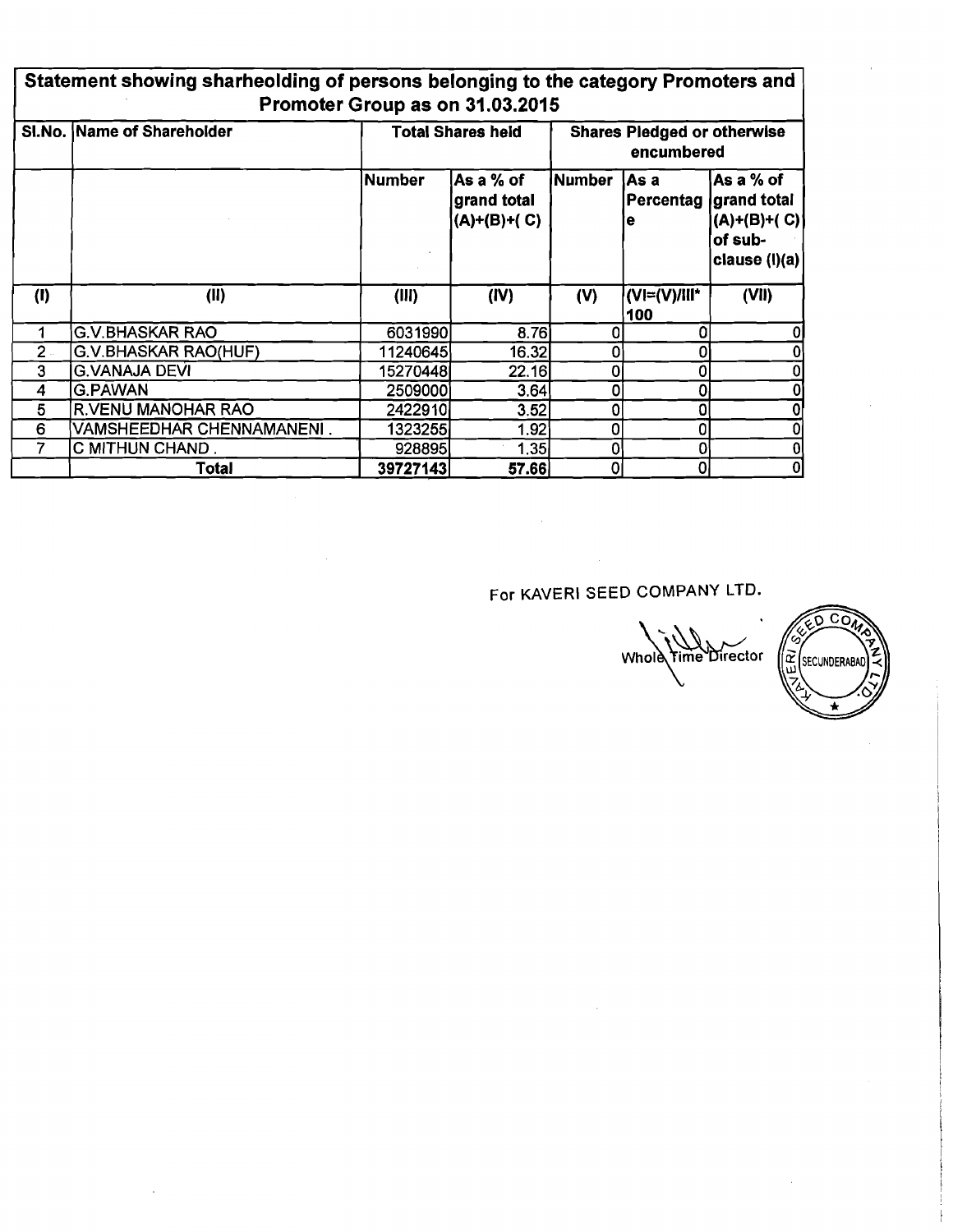## Statement showing sharheolding of persons belonging to the category Promoters and Promoter Group as on 31.03.2015

| Sl.No. | Name of Shareholder | Total Shares held | | Shares Pledged or otherwise encumbered | | |
|---|---|---|---|---|---|---|
| | | Number | As a % of grand total (A)+(B)+( C) | Number | As a Percentage | As a % of grand total (A)+(B)+( C) of sub-clause (I)(a) |
| (I) | (II) | (III) | (IV) | (V) | (VI=(V)/III*100 | (VII) |
| 1 | G.V.BHASKAR RAO | 6031990 | 8.76 | 0 | 0 | 0 |
| 2 | G.V.BHASKAR RAO(HUF) | 11240645 | 16.32 | 0 | 0 | 0 |
| 3 | G.VANAJA DEVI | 15270448 | 22.16 | 0 | 0 | 0 |
| 4 | G.PAWAN | 2509000 | 3.64 | 0 | 0 | 0 |
| 5 | R.VENU MANOHAR RAO | 2422910 | 3.52 | 0 | 0 | 0 |
| 6 | VAMSHEEDHAR CHENNAMANENI . | 1323255 | 1.92 | 0 | 0 | 0 |
| 7 | C MITHUN CHAND . | 928895 | 1.35 | 0 | 0 | 0 |
| | **Total** | **39727143** | **57.66** | 0 | 0 | 0 |

For KAVERI SEED COMPANY LTD.

Whole Time Director

KAVERI SEED COMPANY LTD. SECUNDERABAD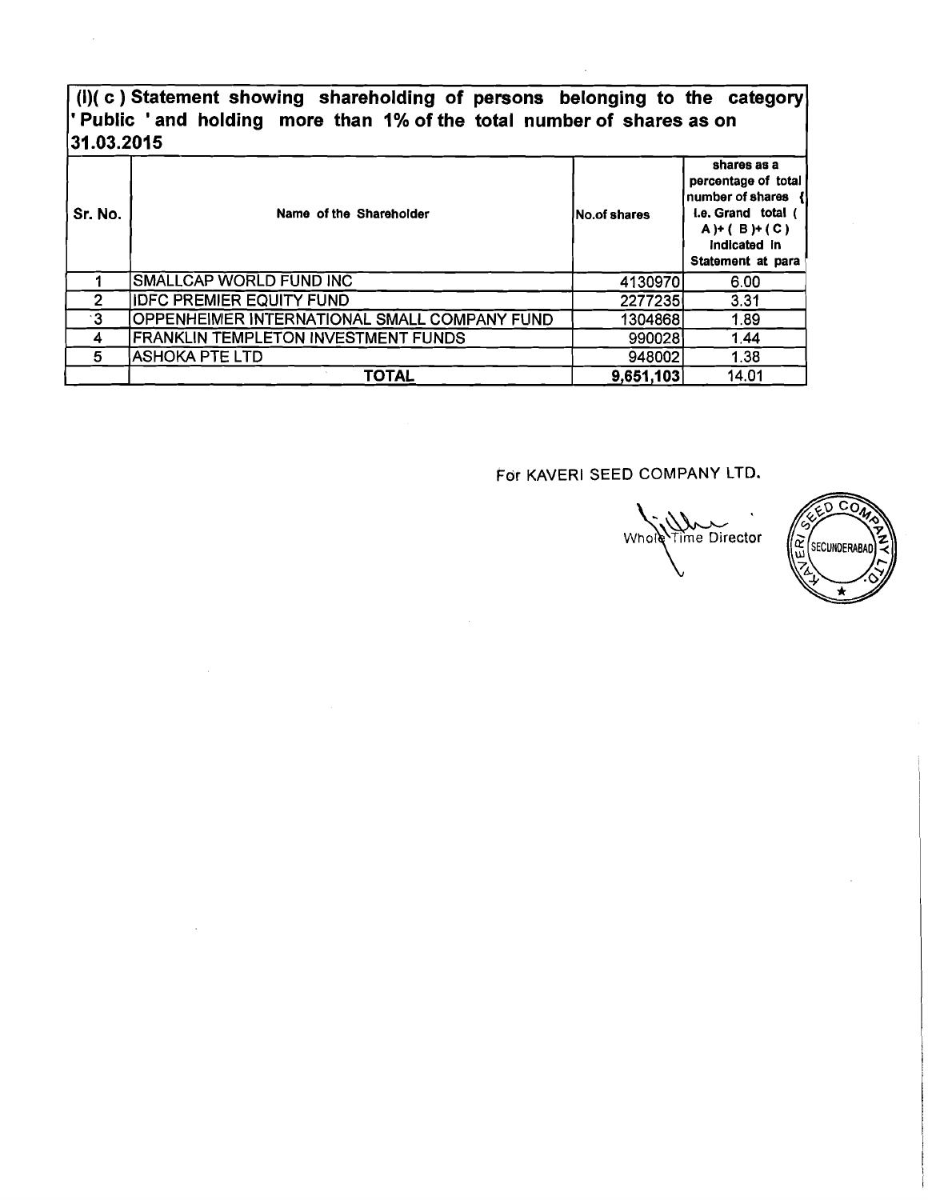**(I)( c ) Statement showing shareholding of persons belonging to the category ' Public ' and holding more than 1% of the total number of shares as on 31.03.2015**

| Sr. No. | Name of the Shareholder | No.of shares | shares as a percentage of total number of shares { i.e. Grand total ( A )+ ( B )+ ( C ) indicated in Statement at para |
|---|---|---|---|
| 1 | SMALLCAP WORLD FUND INC | 4130970 | 6.00 |
| 2 | IDFC PREMIER EQUITY FUND | 2277235 | 3.31 |
| 3 | OPPENHEIMER INTERNATIONAL SMALL COMPANY FUND | 1304868 | 1.89 |
| 4 | FRANKLIN TEMPLETON INVESTMENT FUNDS | 990028 | 1.44 |
| 5 | ASHOKA PTE LTD | 948002 | 1.38 |
| | **TOTAL** | **9,651,103** | 14.01 |

For KAVERI SEED COMPANY LTD.

Whole Time Director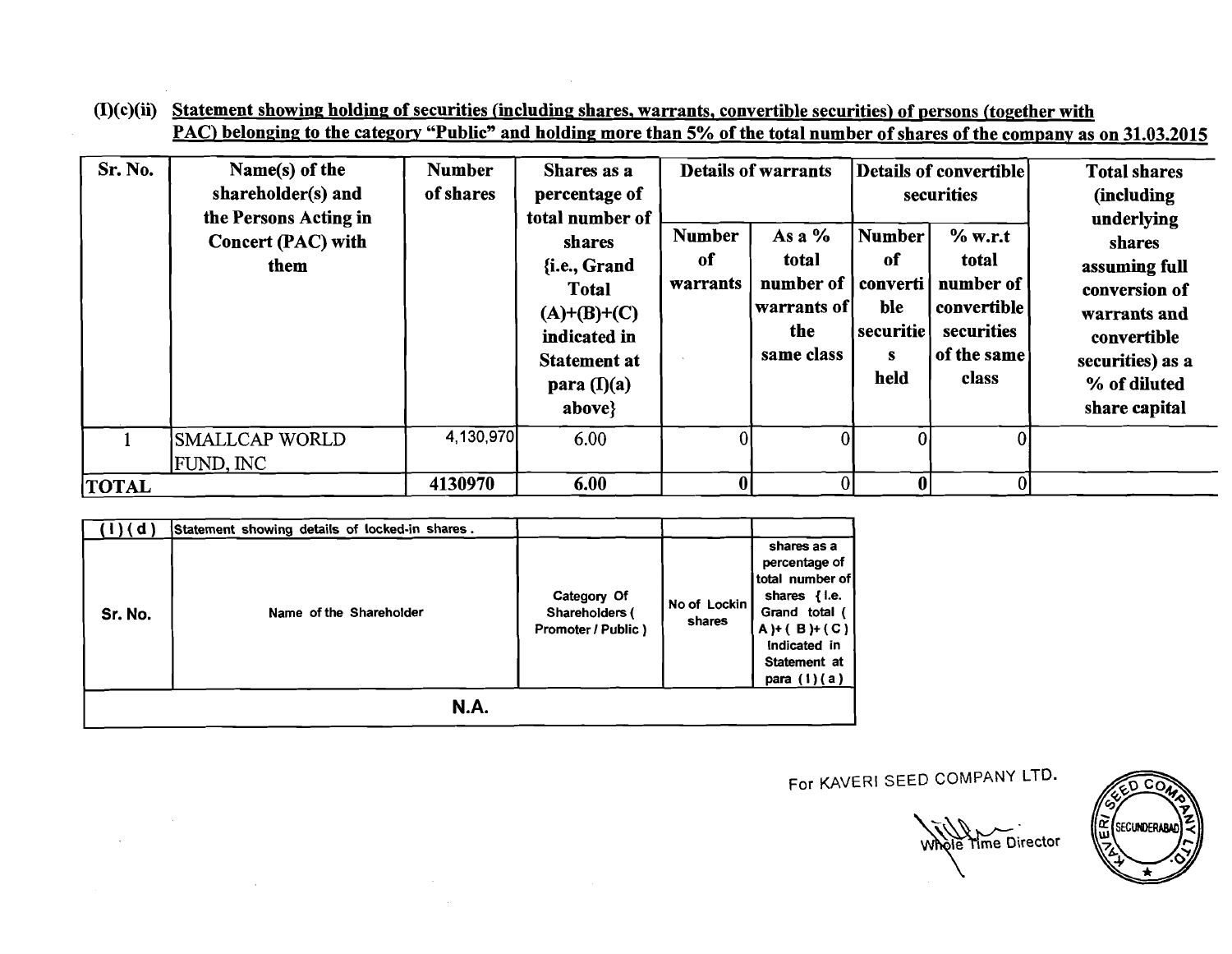**(I)(c)(ii) Statement showing holding of securities (including shares, warrants, convertible securities) of persons (together with PAC) belonging to the category "Public" and holding more than 5% of the total number of shares of the company as on 31.03.2015**

| Sr. No. | Name(s) of the shareholder(s) and the Persons Acting in Concert (PAC) with them | Number of shares | Shares as a percentage of total number of shares {i.e., Grand Total (A)+(B)+(C) indicated in Statement at para (I)(a) above} | Details of warrants | | Details of convertible securities | | Total shares (including underlying shares assuming full conversion of warrants and convertible securities) as a % of diluted share capital |
|---|---|---|---|---|---|---|---|---|
| | | | | Number of warrants | As a % total number of warrants of the same class | Number of convertible securities held | % w.r.t total number of convertible securities of the same class | |
| 1 | SMALLCAP WORLD FUND, INC | 4,130,970 | 6.00 | 0 | 0 | 0 | 0 | |
| TOTAL | | 4130970 | 6.00 | 0 | 0 | 0 | 0 | |

| (I)(d) | Statement showing details of locked-in shares. | | | |
|---|---|---|---|---|
| Sr. No. | Name of the Shareholder | Category Of Shareholders ( Promoter / Public ) | No of Lockin shares | shares as a percentage of total number of shares {i.e. Grand total ( A )+( B )+( C ) Indicated in Statement at para ( I )( a ) |
| N.A. | | | | |

For KAVERI SEED COMPANY LTD.

Whole Time Director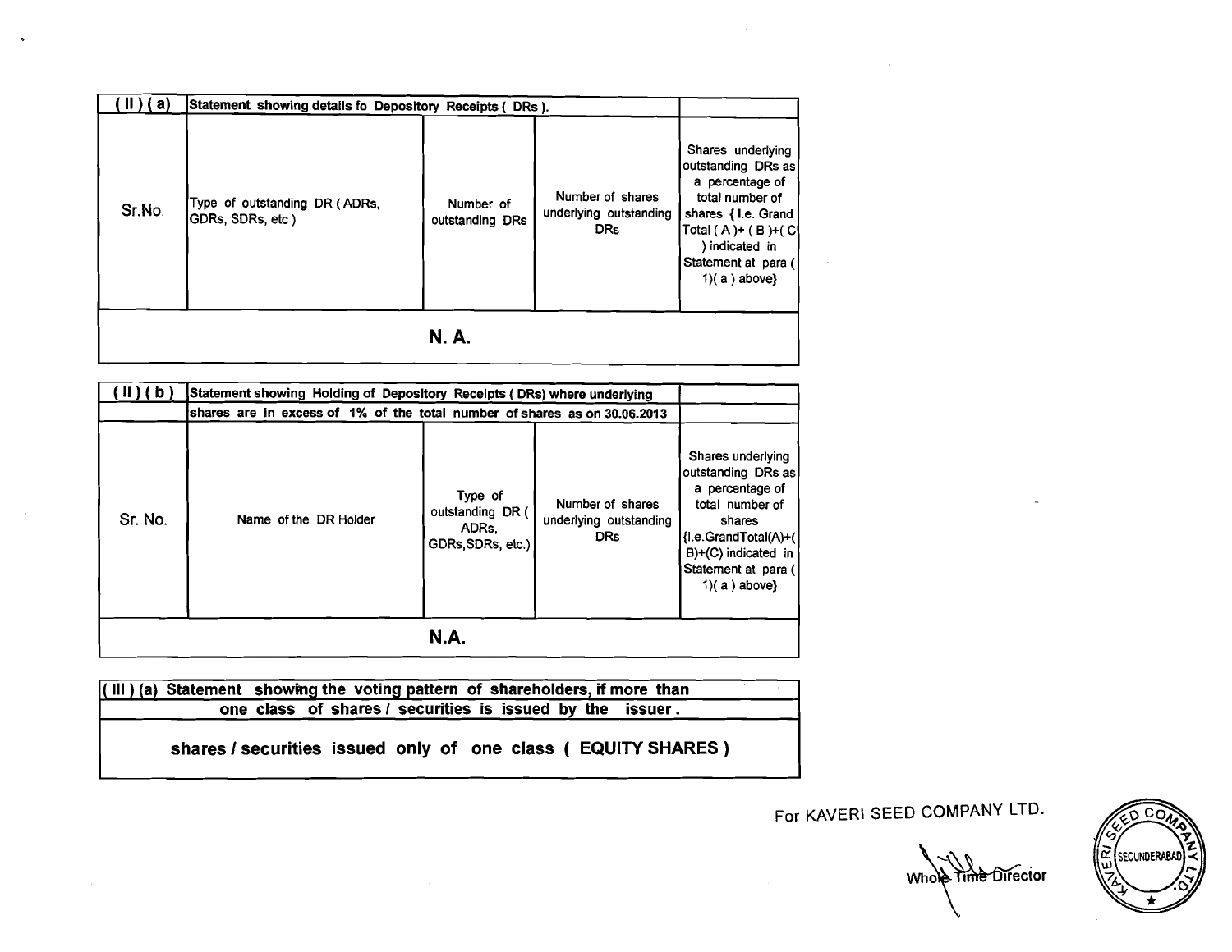| ( II ) ( a) | Statement showing details fo Depository Receipts ( DRs ). | | | |
|---|---|---|---|---|
| Sr.No. | Type of outstanding DR ( ADRs, GDRs, SDRs, etc ) | Number of outstanding DRs | Number of shares underlying outstanding DRs | Shares underlying outstanding DRs as a percentage of total number of shares { I.e. Grand Total ( A )+ ( B )+( C ) indicated in Statement at para ( 1)( a ) above} |
| **N. A.** | | | | |

| ( II ) ( b ) | Statement showing Holding of Depository Receipts ( DRs) where underlying shares are in excess of 1% of the total number of shares as on 30.06.2013 | | | |
|---|---|---|---|---|
| Sr. No. | Name of the DR Holder | Type of outstanding DR ( ADRs, GDRs,SDRs, etc.) | Number of shares underlying outstanding DRs | Shares underlying outstanding DRs as a percentage of total number of shares {I.e.GrandTotal(A)+(B)+(C) indicated in Statement at para ( 1)( a ) above} |
| **N.A.** | | | | |

| ( III ) (a) Statement showing the voting pattern of shareholders, if more than one class of shares / securities is issued by the issuer. |
|---|
| **shares / securities issued only of one class ( EQUITY SHARES )** |

For KAVERI SEED COMPANY LTD.

Whole Time Director